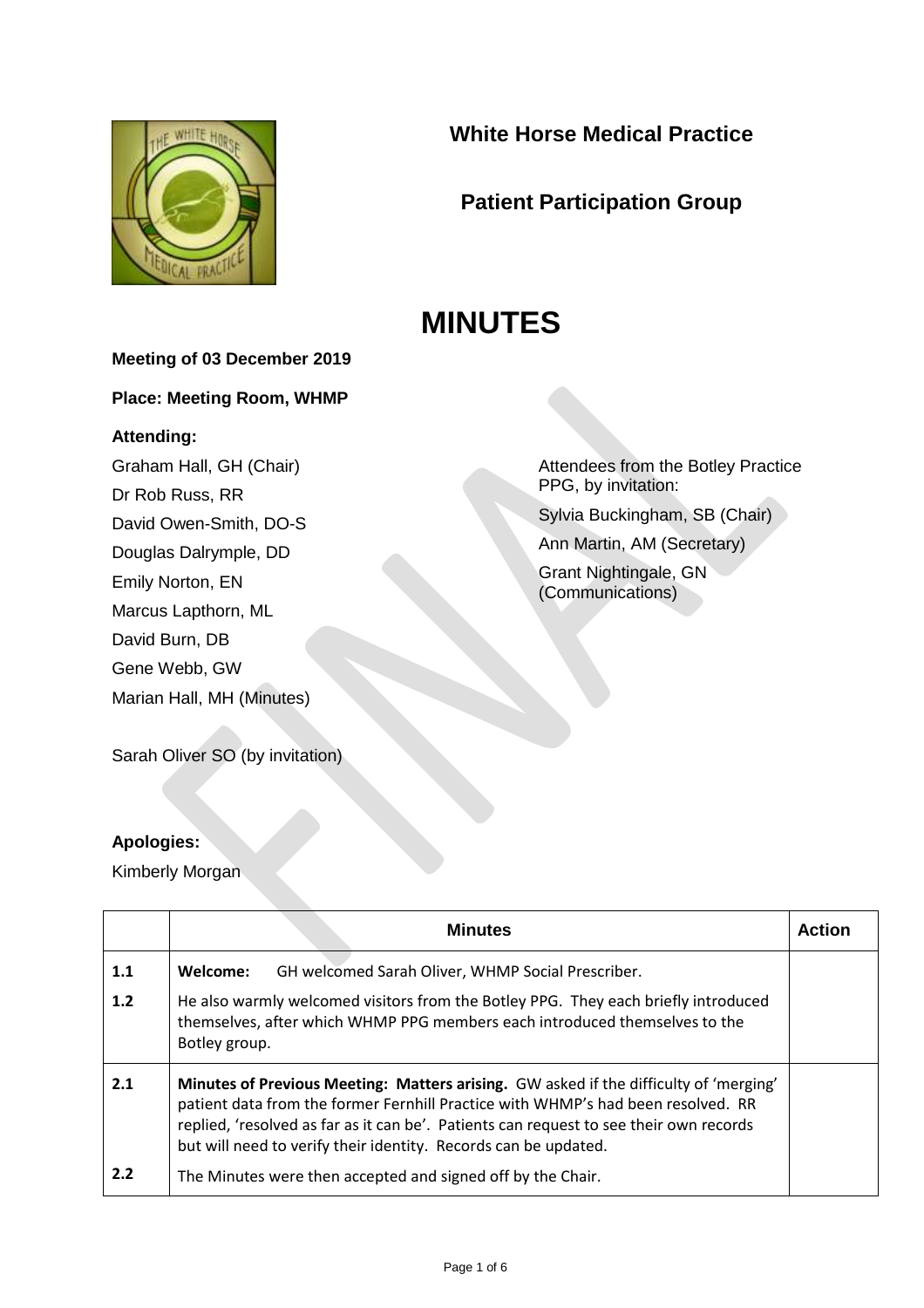# White Horse Medical Practice

## Patient Participation Group

# MINUTES

**Meeting of 03 December 2019**

**Place: Meeting Room, WHMP**

**Attending:**

Graham Hall, GH (Chair)
Dr Rob Russ, RR
David Owen-Smith, DO-S
Douglas Dalrymple, DD
Emily Norton, EN
Marcus Lapthorn, ML
David Burn, DB
Gene Webb, GW
Marian Hall, MH (Minutes)

Sarah Oliver SO (by invitation)

Attendees from the Botley Practice PPG, by invitation:

Sylvia Buckingham, SB (Chair)
Ann Martin, AM (Secretary)
Grant Nightingale, GN (Communications)

**Apologies:**

Kimberly Morgan

| | **Minutes** | **Action** |
|---|---|---|
| **1.1** | **Welcome:** GH welcomed Sarah Oliver, WHMP Social Prescriber. | |
| **1.2** | He also warmly welcomed visitors from the Botley PPG. They each briefly introduced themselves, after which WHMP PPG members each introduced themselves to the Botley group. | |
| **2.1** | **Minutes of Previous Meeting: Matters arising.** GW asked if the difficulty of 'merging' patient data from the former Fernhill Practice with WHMP's had been resolved. RR replied, 'resolved as far as it can be'. Patients can request to see their own records but will need to verify their identity. Records can be updated. | |
| **2.2** | The Minutes were then accepted and signed off by the Chair. | |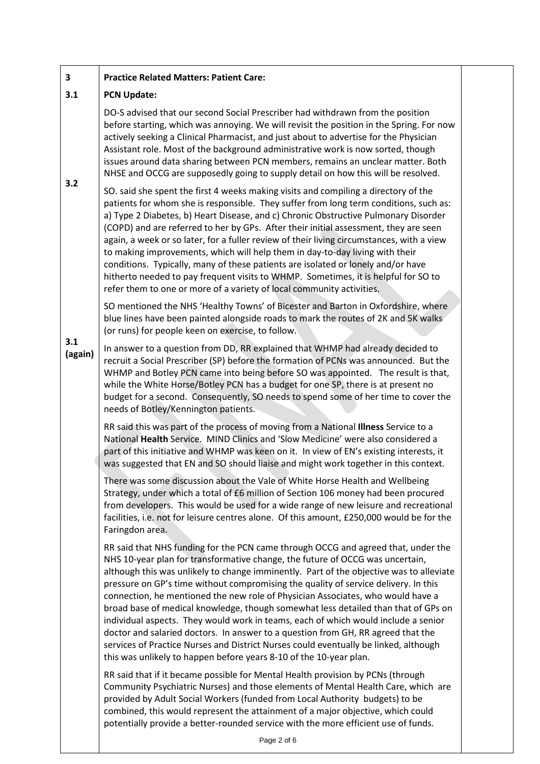| | | |
|---|---|---|
| **3** | **Practice Related Matters: Patient Care:** | |
| **3.1** | **PCN Update:** | |
| | DO-S advised that our second Social Prescriber had withdrawn from the position before starting, which was annoying. We will revisit the position in the Spring. For now actively seeking a Clinical Pharmacist, and just about to advertise for the Physician Assistant role. Most of the background administrative work is now sorted, though issues around data sharing between PCN members, remains an unclear matter. Both NHSE and OCCG are supposedly going to supply detail on how this will be resolved. | |
| **3.2** | SO. said she spent the first 4 weeks making visits and compiling a directory of the patients for whom she is responsible. They suffer from long term conditions, such as: a) Type 2 Diabetes, b) Heart Disease, and c) Chronic Obstructive Pulmonary Disorder (COPD) and are referred to her by GPs. After their initial assessment, they are seen again, a week or so later, for a fuller review of their living circumstances, with a view to making improvements, which will help them in day-to-day living with their conditions. Typically, many of these patients are isolated or lonely and/or have hitherto needed to pay frequent visits to WHMP. Sometimes, it is helpful for SO to refer them to one or more of a variety of local community activities.<br><br>SO mentioned the NHS 'Healthy Towns' of Bicester and Barton in Oxfordshire, where blue lines have been painted alongside roads to mark the routes of 2K and 5K walks (or runs) for people keen on exercise, to follow. | |
| **3.1 (again)** | In answer to a question from DD, RR explained that WHMP had already decided to recruit a Social Prescriber (SP) before the formation of PCNs was announced. But the WHMP and Botley PCN came into being before SO was appointed. The result is that, while the White Horse/Botley PCN has a budget for one SP, there is at present no budget for a second. Consequently, SO needs to spend some of her time to cover the needs of Botley/Kennington patients.<br><br>RR said this was part of the process of moving from a National **Illness** Service to a National **Health** Service. MIND Clinics and 'Slow Medicine' were also considered a part of this initiative and WHMP was keen on it. In view of EN's existing interests, it was suggested that EN and SO should liaise and might work together in this context.<br><br>There was some discussion about the Vale of White Horse Health and Wellbeing Strategy, under which a total of £6 million of Section 106 money had been procured from developers. This would be used for a wide range of new leisure and recreational facilities, i.e. not for leisure centres alone. Of this amount, £250,000 would be for the Faringdon area.<br><br>RR said that NHS funding for the PCN came through OCCG and agreed that, under the NHS 10-year plan for transformative change, the future of OCCG was uncertain, although this was unlikely to change imminently. Part of the objective was to alleviate pressure on GP's time without compromising the quality of service delivery. In this connection, he mentioned the new role of Physician Associates, who would have a broad base of medical knowledge, though somewhat less detailed than that of GPs on individual aspects. They would work in teams, each of which would include a senior doctor and salaried doctors. In answer to a question from GH, RR agreed that the services of Practice Nurses and District Nurses could eventually be linked, although this was unlikely to happen before years 8-10 of the 10-year plan.<br><br>RR said that if it became possible for Mental Health provision by PCNs (through Community Psychiatric Nurses) and those elements of Mental Health Care, which are provided by Adult Social Workers (funded from Local Authority budgets) to be combined, this would represent the attainment of a major objective, which could potentially provide a better-rounded service with the more efficient use of funds. | |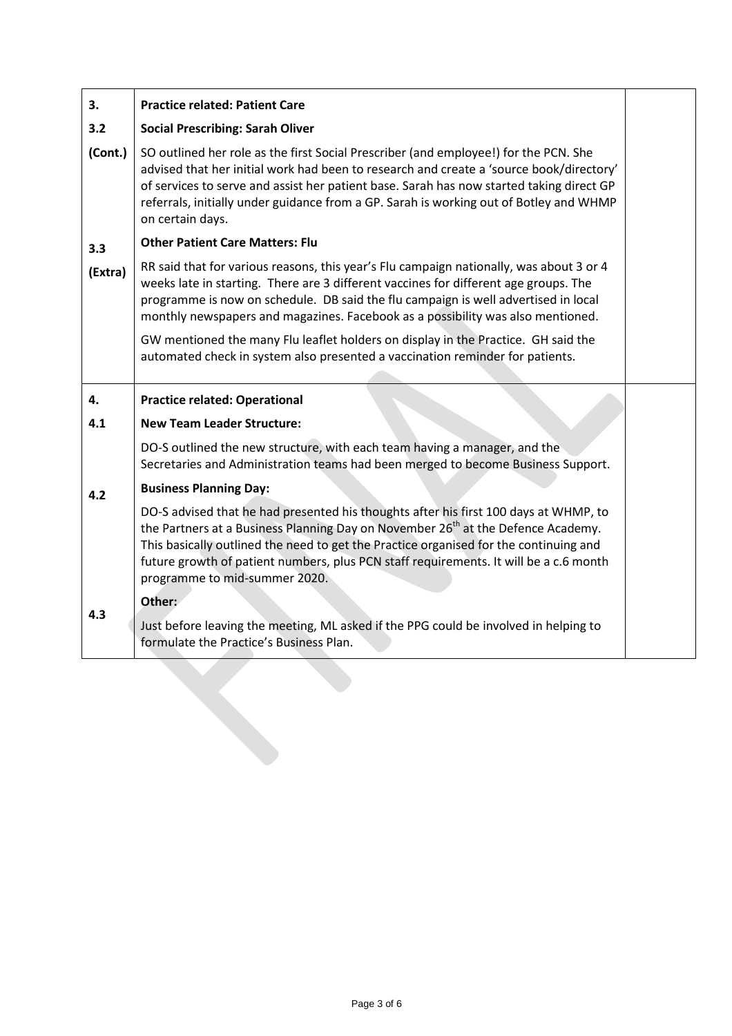| | | |
|---|---|---|
| **3.** | **Practice related: Patient Care** | |
| **3.2** | **Social Prescribing: Sarah Oliver** | |
| **(Cont.)** | SO outlined her role as the first Social Prescriber (and employee!) for the PCN. She advised that her initial work had been to research and create a 'source book/directory' of services to serve and assist her patient base. Sarah has now started taking direct GP referrals, initially under guidance from a GP. Sarah is working out of Botley and WHMP on certain days. | |
| **3.3** | **Other Patient Care Matters: Flu** | |
| **(Extra)** | RR said that for various reasons, this year's Flu campaign nationally, was about 3 or 4 weeks late in starting. There are 3 different vaccines for different age groups. The programme is now on schedule. DB said the flu campaign is well advertised in local monthly newspapers and magazines. Facebook as a possibility was also mentioned.<br><br>GW mentioned the many Flu leaflet holders on display in the Practice. GH said the automated check in system also presented a vaccination reminder for patients. | |
| **4.** | **Practice related: Operational** | |
| **4.1** | **New Team Leader Structure:**<br><br>DO-S outlined the new structure, with each team having a manager, and the Secretaries and Administration teams had been merged to become Business Support. | |
| **4.2** | **Business Planning Day:**<br><br>DO-S advised that he had presented his thoughts after his first 100 days at WHMP, to the Partners at a Business Planning Day on November 26th at the Defence Academy. This basically outlined the need to get the Practice organised for the continuing and future growth of patient numbers, plus PCN staff requirements. It will be a c.6 month programme to mid-summer 2020. | |
| **4.3** | **Other:**<br><br>Just before leaving the meeting, ML asked if the PPG could be involved in helping to formulate the Practice's Business Plan. | |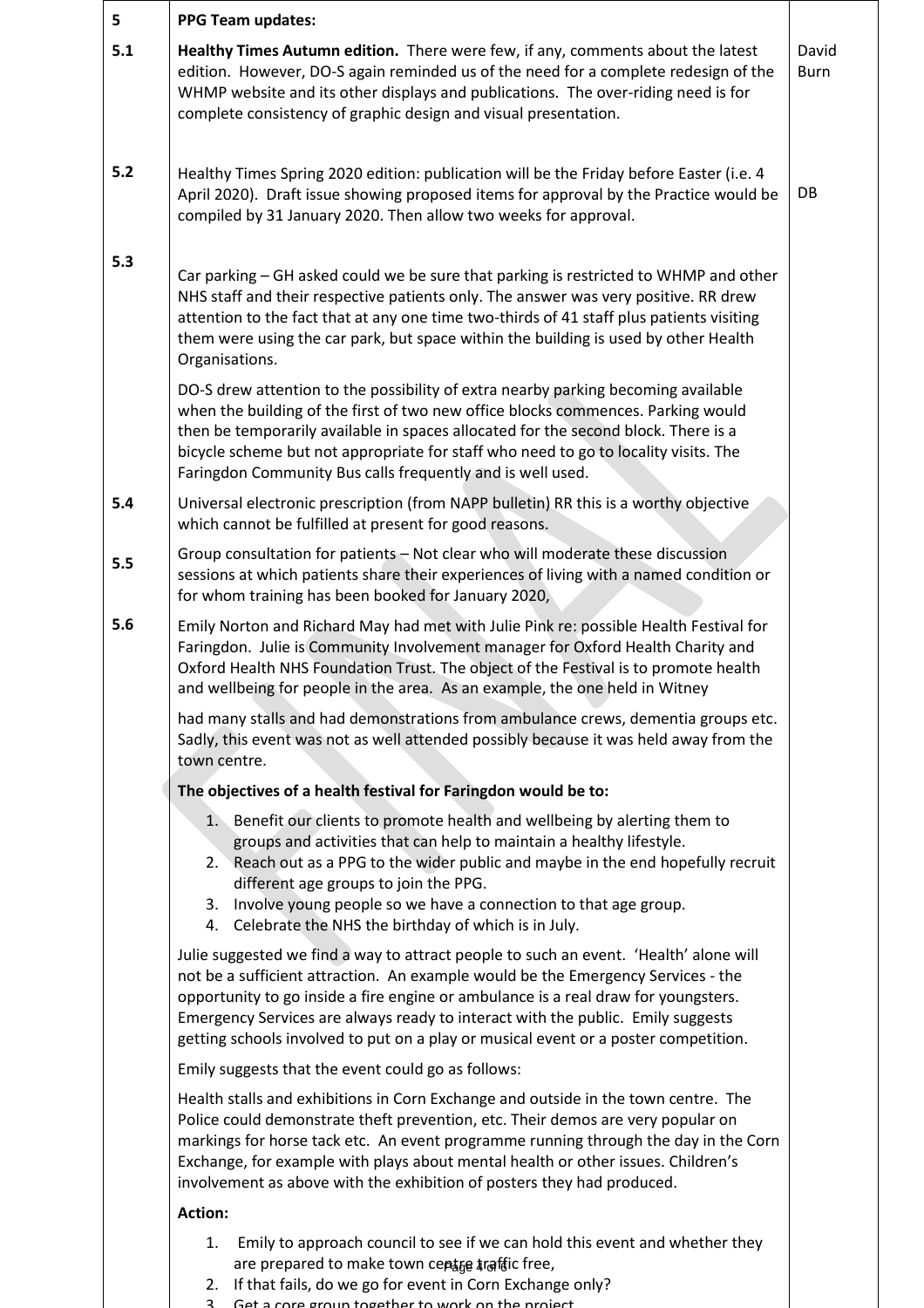| 5 | **PPG Team updates:** | |
|---|---|---|
| 5.1 | **Healthy Times Autumn edition.** There were few, if any, comments about the latest edition. However, DO-S again reminded us of the need for a complete redesign of the WHMP website and its other displays and publications. The over-riding need is for complete consistency of graphic design and visual presentation. | David Burn |
| 5.2 | Healthy Times Spring 2020 edition: publication will be the Friday before Easter (i.e. 4 April 2020). Draft issue showing proposed items for approval by the Practice would be compiled by 31 January 2020. Then allow two weeks for approval. | DB |
| 5.3 | Car parking – GH asked could we be sure that parking is restricted to WHMP and other NHS staff and their respective patients only. The answer was very positive. RR drew attention to the fact that at any one time two-thirds of 41 staff plus patients visiting them were using the car park, but space within the building is used by other Health Organisations.<br><br>DO-S drew attention to the possibility of extra nearby parking becoming available when the building of the first of two new office blocks commences. Parking would then be temporarily available in spaces allocated for the second block. There is a bicycle scheme but not appropriate for staff who need to go to locality visits. The Faringdon Community Bus calls frequently and is well used. | |
| 5.4 | Universal electronic prescription (from NAPP bulletin) RR this is a worthy objective which cannot be fulfilled at present for good reasons. | |
| 5.5 | Group consultation for patients – Not clear who will moderate these discussion sessions at which patients share their experiences of living with a named condition or for whom training has been booked for January 2020, | |
| 5.6 | Emily Norton and Richard May had met with Julie Pink re: possible Health Festival for Faringdon. Julie is Community Involvement manager for Oxford Health Charity and Oxford Health NHS Foundation Trust. The object of the Festival is to promote health and wellbeing for people in the area. As an example, the one held in Witney<br><br>had many stalls and had demonstrations from ambulance crews, dementia groups etc. Sadly, this event was not as well attended possibly because it was held away from the town centre.<br><br>**The objectives of a health festival for Faringdon would be to:**<br><br>1. Benefit our clients to promote health and wellbeing by alerting them to groups and activities that can help to maintain a healthy lifestyle.<br>2. Reach out as a PPG to the wider public and maybe in the end hopefully recruit different age groups to join the PPG.<br>3. Involve young people so we have a connection to that age group.<br>4. Celebrate the NHS the birthday of which is in July.<br><br>Julie suggested we find a way to attract people to such an event. 'Health' alone will not be a sufficient attraction. An example would be the Emergency Services - the opportunity to go inside a fire engine or ambulance is a real draw for youngsters. Emergency Services are always ready to interact with the public. Emily suggests getting schools involved to put on a play or musical event or a poster competition.<br><br>Emily suggests that the event could go as follows:<br><br>Health stalls and exhibitions in Corn Exchange and outside in the town centre. The Police could demonstrate theft prevention, etc. Their demos are very popular on markings for horse tack etc. An event programme running through the day in the Corn Exchange, for example with plays about mental health or other issues. Children's involvement as above with the exhibition of posters they had produced.<br><br>**Action:**<br><br>1. Emily to approach council to see if we can hold this event and whether they are prepared to make town centre traffic free,<br>2. If that fails, do we go for event in Corn Exchange only?<br>3. Get a core group together to work on the project | |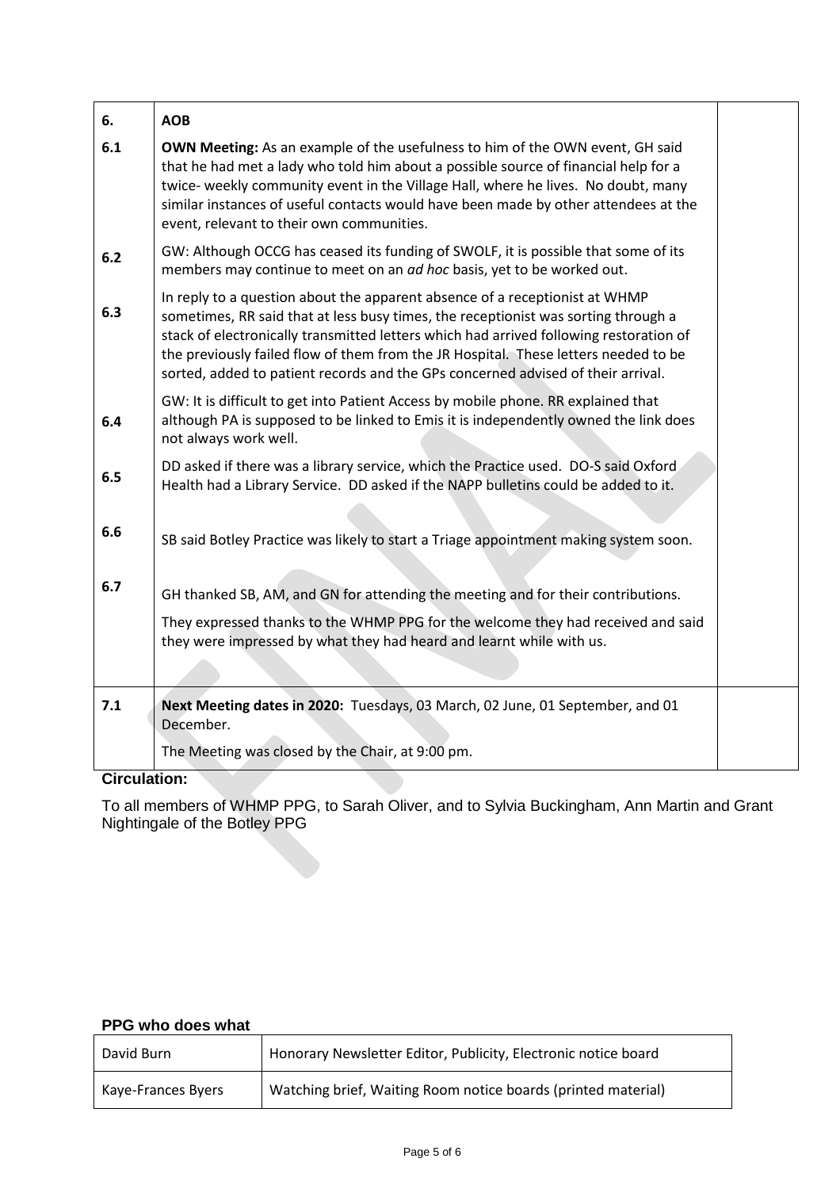| 6. | **AOB** | |
|---|---|---|
| 6.1 | **OWN Meeting:** As an example of the usefulness to him of the OWN event, GH said that he had met a lady who told him about a possible source of financial help for a twice- weekly community event in the Village Hall, where he lives. No doubt, many similar instances of useful contacts would have been made by other attendees at the event, relevant to their own communities. | |
| 6.2 | GW: Although OCCG has ceased its funding of SWOLF, it is possible that some of its members may continue to meet on an *ad hoc* basis, yet to be worked out. | |
| 6.3 | In reply to a question about the apparent absence of a receptionist at WHMP sometimes, RR said that at less busy times, the receptionist was sorting through a stack of electronically transmitted letters which had arrived following restoration of the previously failed flow of them from the JR Hospital. These letters needed to be sorted, added to patient records and the GPs concerned advised of their arrival. | |
| 6.4 | GW: It is difficult to get into Patient Access by mobile phone. RR explained that although PA is supposed to be linked to Emis it is independently owned the link does not always work well. | |
| 6.5 | DD asked if there was a library service, which the Practice used. DO-S said Oxford Health had a Library Service. DD asked if the NAPP bulletins could be added to it. | |
| 6.6 | SB said Botley Practice was likely to start a Triage appointment making system soon. | |
| 6.7 | GH thanked SB, AM, and GN for attending the meeting and for their contributions.<br><br>They expressed thanks to the WHMP PPG for the welcome they had received and said they were impressed by what they had heard and learnt while with us. | |
| 7.1 | **Next Meeting dates in 2020:** Tuesdays, 03 March, 02 June, 01 September, and 01 December.<br><br>The Meeting was closed by the Chair, at 9:00 pm. | |

**Circulation:**

To all members of WHMP PPG, to Sarah Oliver, and to Sylvia Buckingham, Ann Martin and Grant Nightingale of the Botley PPG

**PPG who does what**

| David Burn | Honorary Newsletter Editor, Publicity, Electronic notice board |
|---|---|
| Kaye-Frances Byers | Watching brief, Waiting Room notice boards (printed material) |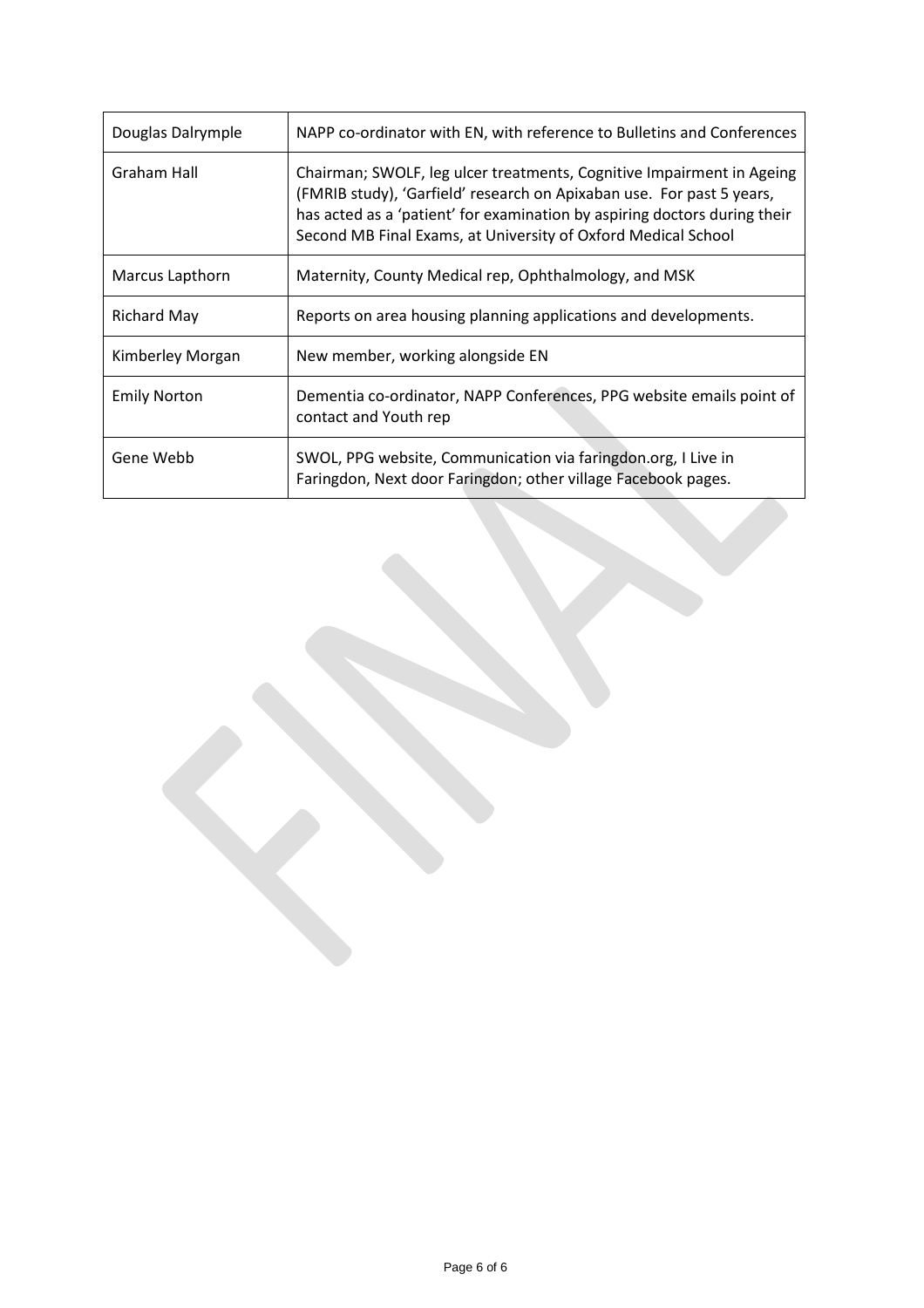| | |
|---|---|
| Douglas Dalrymple | NAPP co-ordinator with EN, with reference to Bulletins and Conferences |
| Graham Hall | Chairman; SWOLF, leg ulcer treatments, Cognitive Impairment in Ageing (FMRIB study), 'Garfield' research on Apixaban use. For past 5 years, has acted as a 'patient' for examination by aspiring doctors during their Second MB Final Exams, at University of Oxford Medical School |
| Marcus Lapthorn | Maternity, County Medical rep, Ophthalmology, and MSK |
| Richard May | Reports on area housing planning applications and developments. |
| Kimberley Morgan | New member, working alongside EN |
| Emily Norton | Dementia co-ordinator, NAPP Conferences, PPG website emails point of contact and Youth rep |
| Gene Webb | SWOL, PPG website, Communication via faringdon.org, I Live in Faringdon, Next door Faringdon; other village Facebook pages. |

FINAL